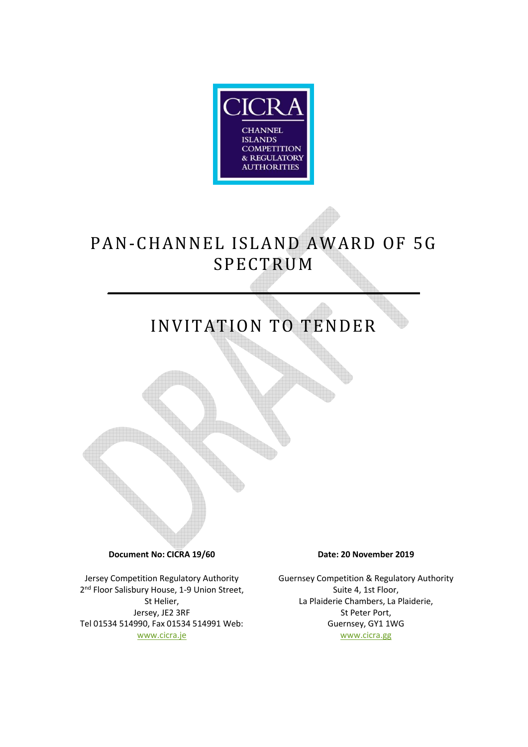CICRA

CHANNEL ISLANDS COMPETITION & REGULATORY AUTHORITIES

# PAN-CHANNEL ISLAND AWARD OF 5G SPECTRUM

# INVITATION TO TENDER

**Document No: CICRA 19/60**

**Date: 20 November 2019**

Jersey Competition Regulatory Authority
2nd Floor Salisbury House, 1-9 Union Street,
St Helier,
Jersey, JE2 3RF
Tel 01534 514990, Fax 01534 514991 Web:
www.cicra.je

Guernsey Competition & Regulatory Authority
Suite 4, 1st Floor,
La Plaiderie Chambers, La Plaiderie,
St Peter Port,
Guernsey, GY1 1WG
www.cicra.gg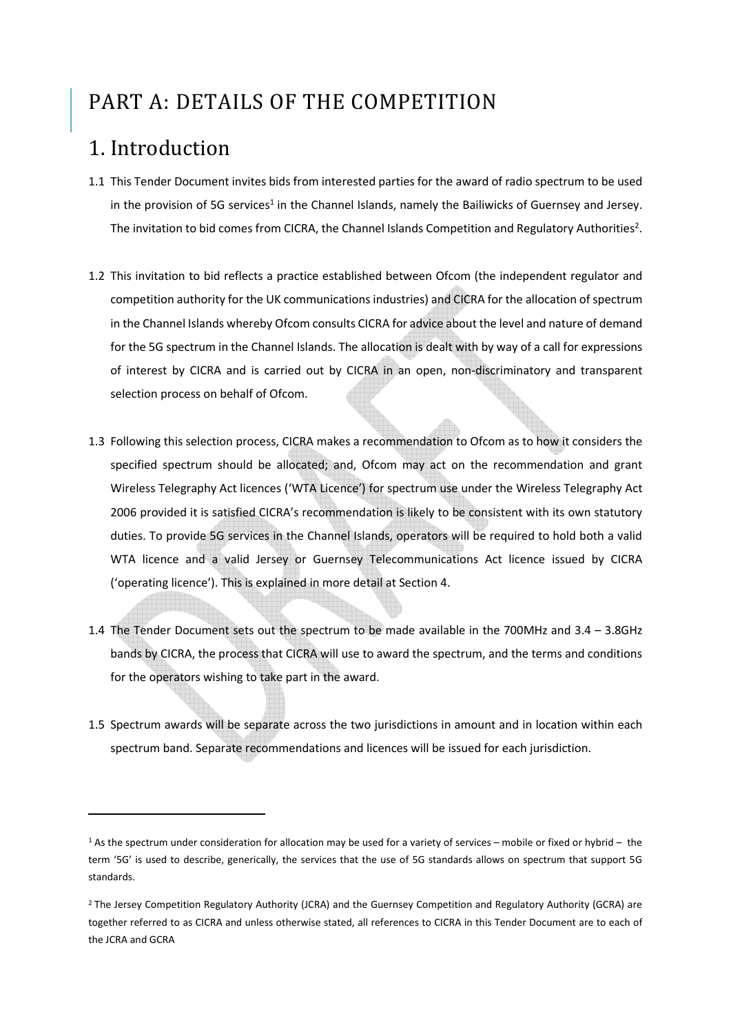# PART A: DETAILS OF THE COMPETITION

## 1. Introduction

1.1 This Tender Document invites bids from interested parties for the award of radio spectrum to be used in the provision of 5G services[1] in the Channel Islands, namely the Bailiwicks of Guernsey and Jersey. The invitation to bid comes from CICRA, the Channel Islands Competition and Regulatory Authorities[2].

1.2 This invitation to bid reflects a practice established between Ofcom (the independent regulator and competition authority for the UK communications industries) and CICRA for the allocation of spectrum in the Channel Islands whereby Ofcom consults CICRA for advice about the level and nature of demand for the 5G spectrum in the Channel Islands. The allocation is dealt with by way of a call for expressions of interest by CICRA and is carried out by CICRA in an open, non-discriminatory and transparent selection process on behalf of Ofcom.

1.3 Following this selection process, CICRA makes a recommendation to Ofcom as to how it considers the specified spectrum should be allocated; and, Ofcom may act on the recommendation and grant Wireless Telegraphy Act licences ('WTA Licence') for spectrum use under the Wireless Telegraphy Act 2006 provided it is satisfied CICRA's recommendation is likely to be consistent with its own statutory duties. To provide 5G services in the Channel Islands, operators will be required to hold both a valid WTA licence and a valid Jersey or Guernsey Telecommunications Act licence issued by CICRA ('operating licence'). This is explained in more detail at Section 4.

1.4 The Tender Document sets out the spectrum to be made available in the 700MHz and 3.4 – 3.8GHz bands by CICRA, the process that CICRA will use to award the spectrum, and the terms and conditions for the operators wishing to take part in the award.

1.5 Spectrum awards will be separate across the two jurisdictions in amount and in location within each spectrum band. Separate recommendations and licences will be issued for each jurisdiction.

---

[1] As the spectrum under consideration for allocation may be used for a variety of services – mobile or fixed or hybrid – the term '5G' is used to describe, generically, the services that the use of 5G standards allows on spectrum that support 5G standards.

[2] The Jersey Competition Regulatory Authority (JCRA) and the Guernsey Competition and Regulatory Authority (GCRA) are together referred to as CICRA and unless otherwise stated, all references to CICRA in this Tender Document are to each of the JCRA and GCRA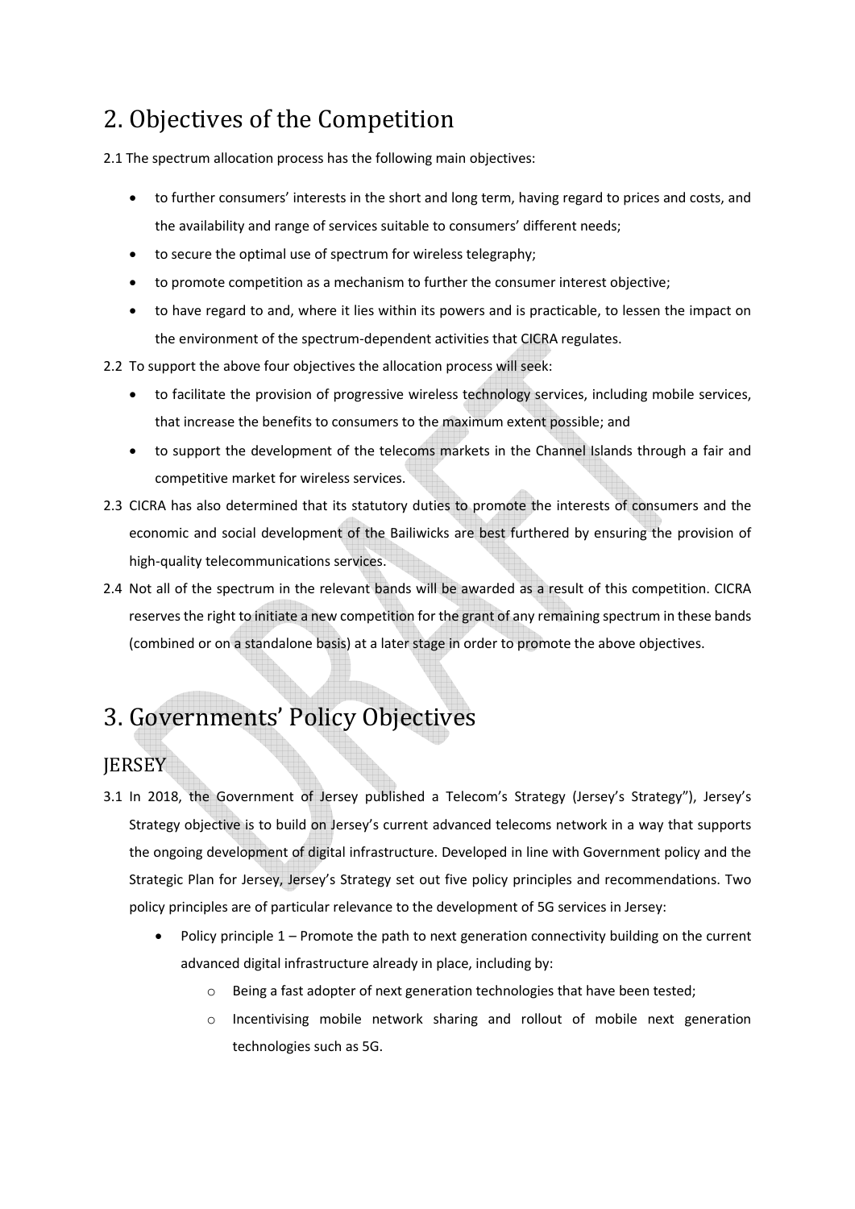# 2. Objectives of the Competition

2.1 The spectrum allocation process has the following main objectives:

- to further consumers' interests in the short and long term, having regard to prices and costs, and the availability and range of services suitable to consumers' different needs;
- to secure the optimal use of spectrum for wireless telegraphy;
- to promote competition as a mechanism to further the consumer interest objective;
- to have regard to and, where it lies within its powers and is practicable, to lessen the impact on the environment of the spectrum-dependent activities that CICRA regulates.

2.2 To support the above four objectives the allocation process will seek:

- to facilitate the provision of progressive wireless technology services, including mobile services, that increase the benefits to consumers to the maximum extent possible; and
- to support the development of the telecoms markets in the Channel Islands through a fair and competitive market for wireless services.

2.3 CICRA has also determined that its statutory duties to promote the interests of consumers and the economic and social development of the Bailiwicks are best furthered by ensuring the provision of high-quality telecommunications services.

2.4 Not all of the spectrum in the relevant bands will be awarded as a result of this competition. CICRA reserves the right to initiate a new competition for the grant of any remaining spectrum in these bands (combined or on a standalone basis) at a later stage in order to promote the above objectives.

# 3. Governments' Policy Objectives

## JERSEY

3.1 In 2018, the Government of Jersey published a Telecom's Strategy (Jersey's Strategy"), Jersey's Strategy objective is to build on Jersey's current advanced telecoms network in a way that supports the ongoing development of digital infrastructure. Developed in line with Government policy and the Strategic Plan for Jersey, Jersey's Strategy set out five policy principles and recommendations. Two policy principles are of particular relevance to the development of 5G services in Jersey:

- Policy principle 1 – Promote the path to next generation connectivity building on the current advanced digital infrastructure already in place, including by:
  - Being a fast adopter of next generation technologies that have been tested;
  - Incentivising mobile network sharing and rollout of mobile next generation technologies such as 5G.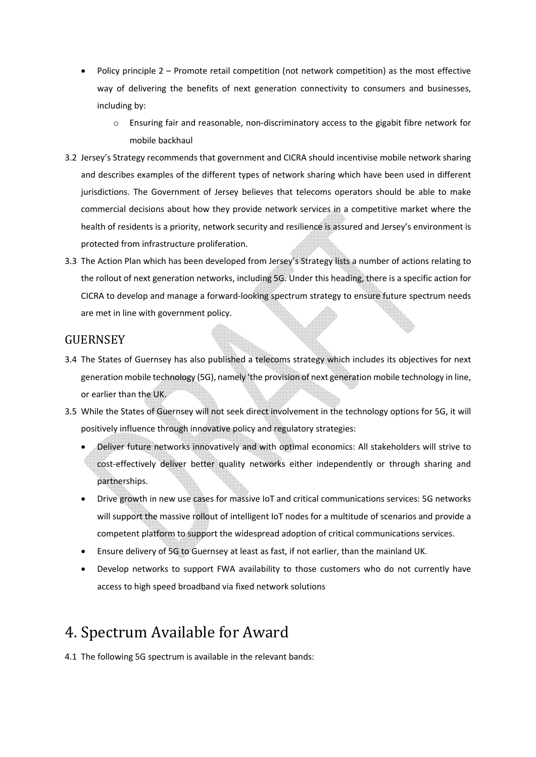- Policy principle 2 – Promote retail competition (not network competition) as the most effective way of delivering the benefits of next generation connectivity to consumers and businesses, including by:
    - Ensuring fair and reasonable, non-discriminatory access to the gigabit fibre network for mobile backhaul

3.2 Jersey's Strategy recommends that government and CICRA should incentivise mobile network sharing and describes examples of the different types of network sharing which have been used in different jurisdictions. The Government of Jersey believes that telecoms operators should be able to make commercial decisions about how they provide network services in a competitive market where the health of residents is a priority, network security and resilience is assured and Jersey's environment is protected from infrastructure proliferation.

3.3 The Action Plan which has been developed from Jersey's Strategy lists a number of actions relating to the rollout of next generation networks, including 5G. Under this heading, there is a specific action for CICRA to develop and manage a forward-looking spectrum strategy to ensure future spectrum needs are met in line with government policy.

## GUERNSEY

3.4 The States of Guernsey has also published a telecoms strategy which includes its objectives for next generation mobile technology (5G), namely 'the provision of next generation mobile technology in line, or earlier than the UK.

3.5 While the States of Guernsey will not seek direct involvement in the technology options for 5G, it will positively influence through innovative policy and regulatory strategies:

- Deliver future networks innovatively and with optimal economics: All stakeholders will strive to cost-effectively deliver better quality networks either independently or through sharing and partnerships.
- Drive growth in new use cases for massive IoT and critical communications services: 5G networks will support the massive rollout of intelligent IoT nodes for a multitude of scenarios and provide a competent platform to support the widespread adoption of critical communications services.
- Ensure delivery of 5G to Guernsey at least as fast, if not earlier, than the mainland UK.
- Develop networks to support FWA availability to those customers who do not currently have access to high speed broadband via fixed network solutions

# 4. Spectrum Available for Award

4.1 The following 5G spectrum is available in the relevant bands: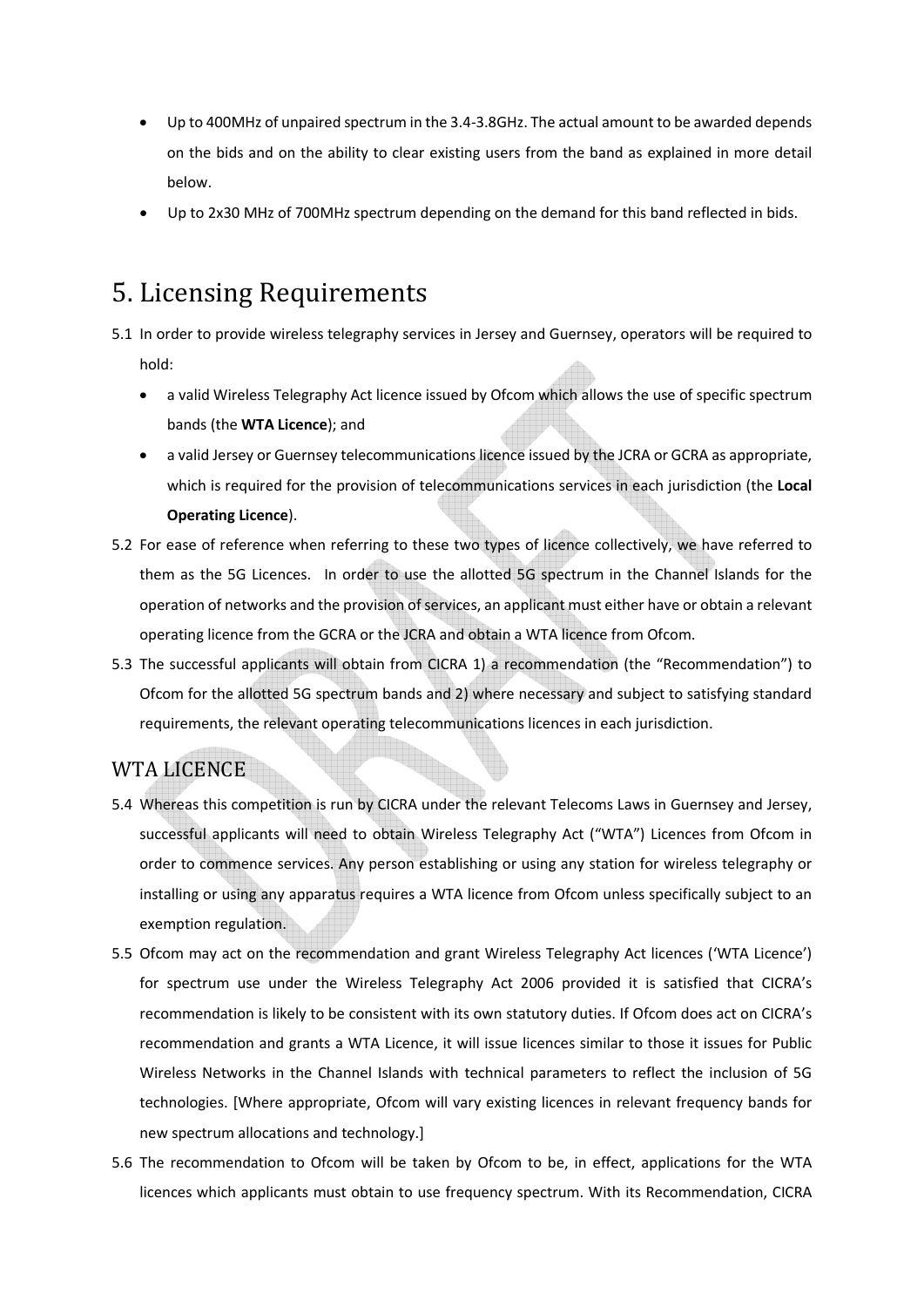- Up to 400MHz of unpaired spectrum in the 3.4-3.8GHz. The actual amount to be awarded depends on the bids and on the ability to clear existing users from the band as explained in more detail below.
- Up to 2x30 MHz of 700MHz spectrum depending on the demand for this band reflected in bids.

# 5. Licensing Requirements

5.1 In order to provide wireless telegraphy services in Jersey and Guernsey, operators will be required to hold:

- a valid Wireless Telegraphy Act licence issued by Ofcom which allows the use of specific spectrum bands (the **WTA Licence**); and
- a valid Jersey or Guernsey telecommunications licence issued by the JCRA or GCRA as appropriate, which is required for the provision of telecommunications services in each jurisdiction (the **Local Operating Licence**).

5.2 For ease of reference when referring to these two types of licence collectively, we have referred to them as the 5G Licences. In order to use the allotted 5G spectrum in the Channel Islands for the operation of networks and the provision of services, an applicant must either have or obtain a relevant operating licence from the GCRA or the JCRA and obtain a WTA licence from Ofcom.

5.3 The successful applicants will obtain from CICRA 1) a recommendation (the "Recommendation") to Ofcom for the allotted 5G spectrum bands and 2) where necessary and subject to satisfying standard requirements, the relevant operating telecommunications licences in each jurisdiction.

## WTA LICENCE

5.4 Whereas this competition is run by CICRA under the relevant Telecoms Laws in Guernsey and Jersey, successful applicants will need to obtain Wireless Telegraphy Act ("WTA") Licences from Ofcom in order to commence services. Any person establishing or using any station for wireless telegraphy or installing or using any apparatus requires a WTA licence from Ofcom unless specifically subject to an exemption regulation.

5.5 Ofcom may act on the recommendation and grant Wireless Telegraphy Act licences ('WTA Licence') for spectrum use under the Wireless Telegraphy Act 2006 provided it is satisfied that CICRA's recommendation is likely to be consistent with its own statutory duties. If Ofcom does act on CICRA's recommendation and grants a WTA Licence, it will issue licences similar to those it issues for Public Wireless Networks in the Channel Islands with technical parameters to reflect the inclusion of 5G technologies. [Where appropriate, Ofcom will vary existing licences in relevant frequency bands for new spectrum allocations and technology.]

5.6 The recommendation to Ofcom will be taken by Ofcom to be, in effect, applications for the WTA licences which applicants must obtain to use frequency spectrum. With its Recommendation, CICRA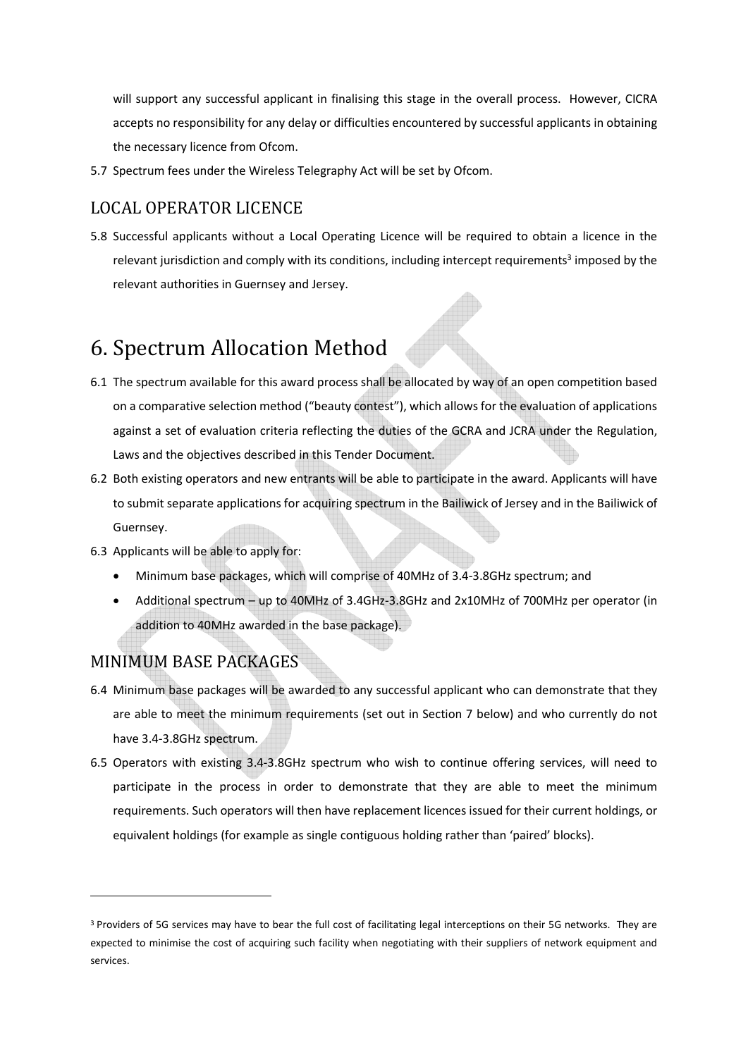will support any successful applicant in finalising this stage in the overall process. However, CICRA accepts no responsibility for any delay or difficulties encountered by successful applicants in obtaining the necessary licence from Ofcom.

5.7 Spectrum fees under the Wireless Telegraphy Act will be set by Ofcom.

## LOCAL OPERATOR LICENCE

5.8 Successful applicants without a Local Operating Licence will be required to obtain a licence in the relevant jurisdiction and comply with its conditions, including intercept requirements[3] imposed by the relevant authorities in Guernsey and Jersey.

# 6. Spectrum Allocation Method

6.1 The spectrum available for this award process shall be allocated by way of an open competition based on a comparative selection method ("beauty contest"), which allows for the evaluation of applications against a set of evaluation criteria reflecting the duties of the GCRA and JCRA under the Regulation, Laws and the objectives described in this Tender Document.

6.2 Both existing operators and new entrants will be able to participate in the award. Applicants will have to submit separate applications for acquiring spectrum in the Bailiwick of Jersey and in the Bailiwick of Guernsey.

6.3 Applicants will be able to apply for:

- Minimum base packages, which will comprise of 40MHz of 3.4-3.8GHz spectrum; and
- Additional spectrum – up to 40MHz of 3.4GHz-3.8GHz and 2x10MHz of 700MHz per operator (in addition to 40MHz awarded in the base package).

## MINIMUM BASE PACKAGES

6.4 Minimum base packages will be awarded to any successful applicant who can demonstrate that they are able to meet the minimum requirements (set out in Section 7 below) and who currently do not have 3.4-3.8GHz spectrum.

6.5 Operators with existing 3.4-3.8GHz spectrum who wish to continue offering services, will need to participate in the process in order to demonstrate that they are able to meet the minimum requirements. Such operators will then have replacement licences issued for their current holdings, or equivalent holdings (for example as single contiguous holding rather than 'paired' blocks).

[3] Providers of 5G services may have to bear the full cost of facilitating legal interceptions on their 5G networks. They are expected to minimise the cost of acquiring such facility when negotiating with their suppliers of network equipment and services.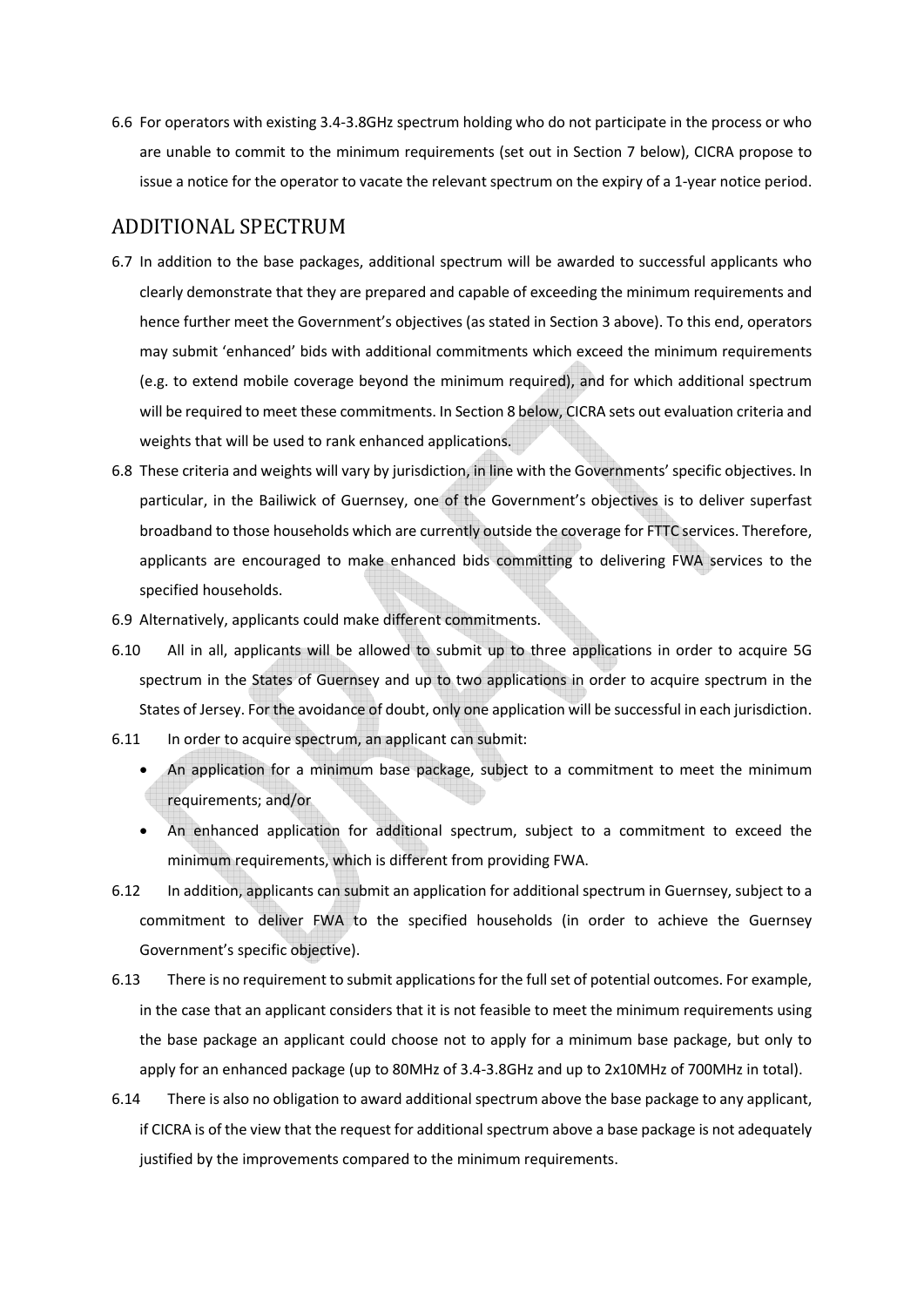6.6 For operators with existing 3.4-3.8GHz spectrum holding who do not participate in the process or who are unable to commit to the minimum requirements (set out in Section 7 below), CICRA propose to issue a notice for the operator to vacate the relevant spectrum on the expiry of a 1-year notice period.

## ADDITIONAL SPECTRUM

6.7 In addition to the base packages, additional spectrum will be awarded to successful applicants who clearly demonstrate that they are prepared and capable of exceeding the minimum requirements and hence further meet the Government's objectives (as stated in Section 3 above). To this end, operators may submit 'enhanced' bids with additional commitments which exceed the minimum requirements (e.g. to extend mobile coverage beyond the minimum required), and for which additional spectrum will be required to meet these commitments. In Section 8 below, CICRA sets out evaluation criteria and weights that will be used to rank enhanced applications.

6.8 These criteria and weights will vary by jurisdiction, in line with the Governments' specific objectives. In particular, in the Bailiwick of Guernsey, one of the Government's objectives is to deliver superfast broadband to those households which are currently outside the coverage for FTTC services. Therefore, applicants are encouraged to make enhanced bids committing to delivering FWA services to the specified households.

6.9 Alternatively, applicants could make different commitments.

6.10 All in all, applicants will be allowed to submit up to three applications in order to acquire 5G spectrum in the States of Guernsey and up to two applications in order to acquire spectrum in the States of Jersey. For the avoidance of doubt, only one application will be successful in each jurisdiction.

6.11 In order to acquire spectrum, an applicant can submit:

- An application for a minimum base package, subject to a commitment to meet the minimum requirements; and/or
- An enhanced application for additional spectrum, subject to a commitment to exceed the minimum requirements, which is different from providing FWA.

6.12 In addition, applicants can submit an application for additional spectrum in Guernsey, subject to a commitment to deliver FWA to the specified households (in order to achieve the Guernsey Government's specific objective).

6.13 There is no requirement to submit applications for the full set of potential outcomes. For example, in the case that an applicant considers that it is not feasible to meet the minimum requirements using the base package an applicant could choose not to apply for a minimum base package, but only to apply for an enhanced package (up to 80MHz of 3.4-3.8GHz and up to 2x10MHz of 700MHz in total).

6.14 There is also no obligation to award additional spectrum above the base package to any applicant, if CICRA is of the view that the request for additional spectrum above a base package is not adequately justified by the improvements compared to the minimum requirements.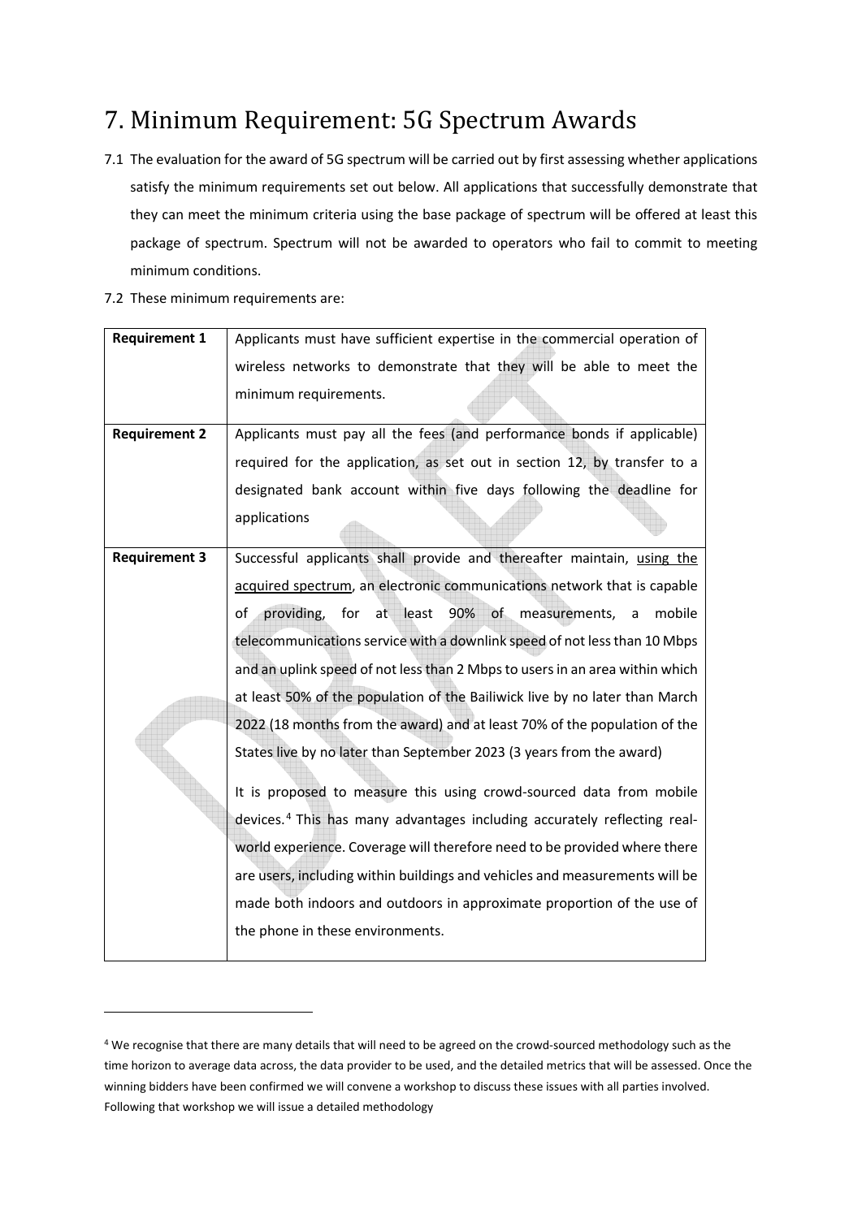# 7. Minimum Requirement: 5G Spectrum Awards

7.1 The evaluation for the award of 5G spectrum will be carried out by first assessing whether applications satisfy the minimum requirements set out below. All applications that successfully demonstrate that they can meet the minimum criteria using the base package of spectrum will be offered at least this package of spectrum. Spectrum will not be awarded to operators who fail to commit to meeting minimum conditions.

7.2 These minimum requirements are:

| | |
|---|---|
| **Requirement 1** | Applicants must have sufficient expertise in the commercial operation of wireless networks to demonstrate that they will be able to meet the minimum requirements. |
| **Requirement 2** | Applicants must pay all the fees (and performance bonds if applicable) required for the application, as set out in section 12, by transfer to a designated bank account within five days following the deadline for applications |
| **Requirement 3** | Successful applicants shall provide and thereafter maintain, <u>using the acquired spectrum</u>, an electronic communications network that is capable of providing, for at least 90% of measurements, a mobile telecommunications service with a downlink speed of not less than 10 Mbps and an uplink speed of not less than 2 Mbps to users in an area within which at least 50% of the population of the Bailiwick live by no later than March 2022 (18 months from the award) and at least 70% of the population of the States live by no later than September 2023 (3 years from the award)<br><br>It is proposed to measure this using crowd-sourced data from mobile devices.[4] This has many advantages including accurately reflecting real-world experience. Coverage will therefore need to be provided where there are users, including within buildings and vehicles and measurements will be made both indoors and outdoors in approximate proportion of the use of the phone in these environments. |

[4] We recognise that there are many details that will need to be agreed on the crowd-sourced methodology such as the time horizon to average data across, the data provider to be used, and the detailed metrics that will be assessed. Once the winning bidders have been confirmed we will convene a workshop to discuss these issues with all parties involved. Following that workshop we will issue a detailed methodology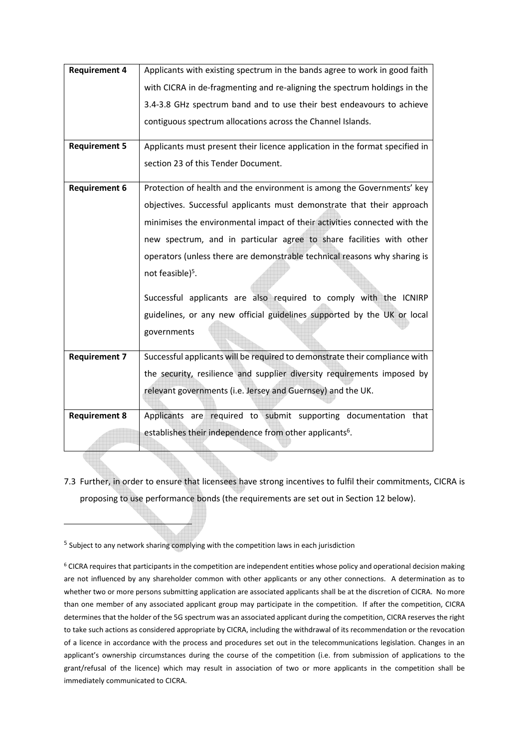| | |
|---|---|
| **Requirement 4** | Applicants with existing spectrum in the bands agree to work in good faith with CICRA in de-fragmenting and re-aligning the spectrum holdings in the 3.4-3.8 GHz spectrum band and to use their best endeavours to achieve contiguous spectrum allocations across the Channel Islands. |
| **Requirement 5** | Applicants must present their licence application in the format specified in section 23 of this Tender Document. |
| **Requirement 6** | Protection of health and the environment is among the Governments' key objectives. Successful applicants must demonstrate that their approach minimises the environmental impact of their activities connected with the new spectrum, and in particular agree to share facilities with other operators (unless there are demonstrable technical reasons why sharing is not feasible)[5].<br><br>Successful applicants are also required to comply with the ICNIRP guidelines, or any new official guidelines supported by the UK or local governments |
| **Requirement 7** | Successful applicants will be required to demonstrate their compliance with the security, resilience and supplier diversity requirements imposed by relevant governments (i.e. Jersey and Guernsey) and the UK. |
| **Requirement 8** | Applicants are required to submit supporting documentation that establishes their independence from other applicants[6]. |

7.3 Further, in order to ensure that licensees have strong incentives to fulfil their commitments, CICRA is proposing to use performance bonds (the requirements are set out in Section 12 below).

---

[5] Subject to any network sharing complying with the competition laws in each jurisdiction

[6] CICRA requires that participants in the competition are independent entities whose policy and operational decision making are not influenced by any shareholder common with other applicants or any other connections. A determination as to whether two or more persons submitting application are associated applicants shall be at the discretion of CICRA. No more than one member of any associated applicant group may participate in the competition. If after the competition, CICRA determines that the holder of the 5G spectrum was an associated applicant during the competition, CICRA reserves the right to take such actions as considered appropriate by CICRA, including the withdrawal of its recommendation or the revocation of a licence in accordance with the process and procedures set out in the telecommunications legislation. Changes in an applicant's ownership circumstances during the course of the competition (i.e. from submission of applications to the grant/refusal of the licence) which may result in association of two or more applicants in the competition shall be immediately communicated to CICRA.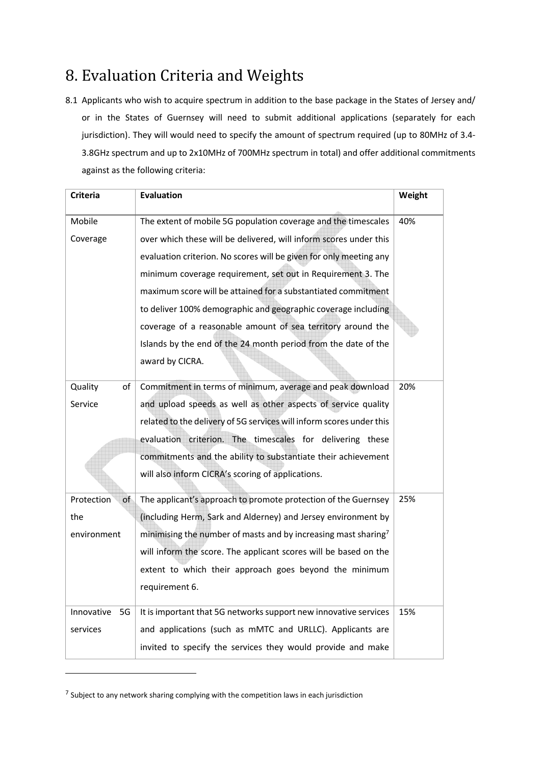# 8. Evaluation Criteria and Weights

8.1 Applicants who wish to acquire spectrum in addition to the base package in the States of Jersey and/ or in the States of Guernsey will need to submit additional applications (separately for each jurisdiction). They will would need to specify the amount of spectrum required (up to 80MHz of 3.4-3.8GHz spectrum and up to 2x10MHz of 700MHz spectrum in total) and offer additional commitments against as the following criteria:

| Criteria | Evaluation | Weight |
| --- | --- | --- |
| Mobile Coverage | The extent of mobile 5G population coverage and the timescales over which these will be delivered, will inform scores under this evaluation criterion. No scores will be given for only meeting any minimum coverage requirement, set out in Requirement 3. The maximum score will be attained for a substantiated commitment to deliver 100% demographic and geographic coverage including coverage of a reasonable amount of sea territory around the Islands by the end of the 24 month period from the date of the award by CICRA. | 40% |
| Quality of Service | Commitment in terms of minimum, average and peak download and upload speeds as well as other aspects of service quality related to the delivery of 5G services will inform scores under this evaluation criterion. The timescales for delivering these commitments and the ability to substantiate their achievement will also inform CICRA's scoring of applications. | 20% |
| Protection of the environment | The applicant's approach to promote protection of the Guernsey (including Herm, Sark and Alderney) and Jersey environment by minimising the number of masts and by increasing mast sharing[7] will inform the score. The applicant scores will be based on the extent to which their approach goes beyond the minimum requirement 6. | 25% |
| Innovative 5G services | It is important that 5G networks support new innovative services and applications (such as mMTC and URLLC). Applicants are invited to specify the services they would provide and make | 15% |

[7] Subject to any network sharing complying with the competition laws in each jurisdiction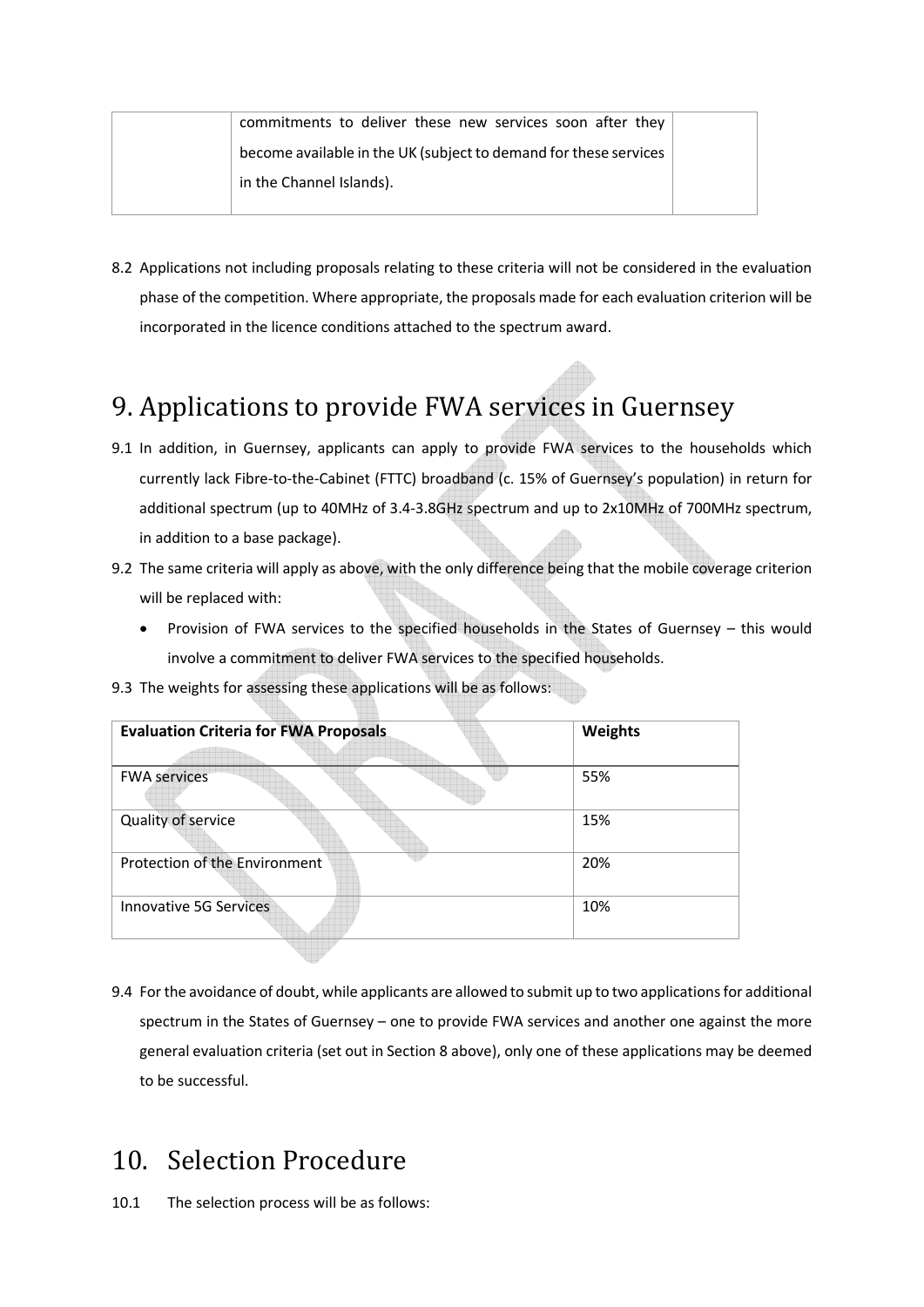| | commitments to deliver these new services soon after they become available in the UK (subject to demand for these services in the Channel Islands). | |
|---|---|---|

8.2 Applications not including proposals relating to these criteria will not be considered in the evaluation phase of the competition. Where appropriate, the proposals made for each evaluation criterion will be incorporated in the licence conditions attached to the spectrum award.

# 9. Applications to provide FWA services in Guernsey

9.1 In addition, in Guernsey, applicants can apply to provide FWA services to the households which currently lack Fibre-to-the-Cabinet (FTTC) broadband (c. 15% of Guernsey's population) in return for additional spectrum (up to 40MHz of 3.4-3.8GHz spectrum and up to 2x10MHz of 700MHz spectrum, in addition to a base package).

9.2 The same criteria will apply as above, with the only difference being that the mobile coverage criterion will be replaced with:

- Provision of FWA services to the specified households in the States of Guernsey – this would involve a commitment to deliver FWA services to the specified households.

9.3 The weights for assessing these applications will be as follows:

| **Evaluation Criteria for FWA Proposals** | **Weights** |
|---|---|
| FWA services | 55% |
| Quality of service | 15% |
| Protection of the Environment | 20% |
| Innovative 5G Services | 10% |

9.4 For the avoidance of doubt, while applicants are allowed to submit up to two applications for additional spectrum in the States of Guernsey – one to provide FWA services and another one against the more general evaluation criteria (set out in Section 8 above), only one of these applications may be deemed to be successful.

# 10. Selection Procedure

10.1 The selection process will be as follows: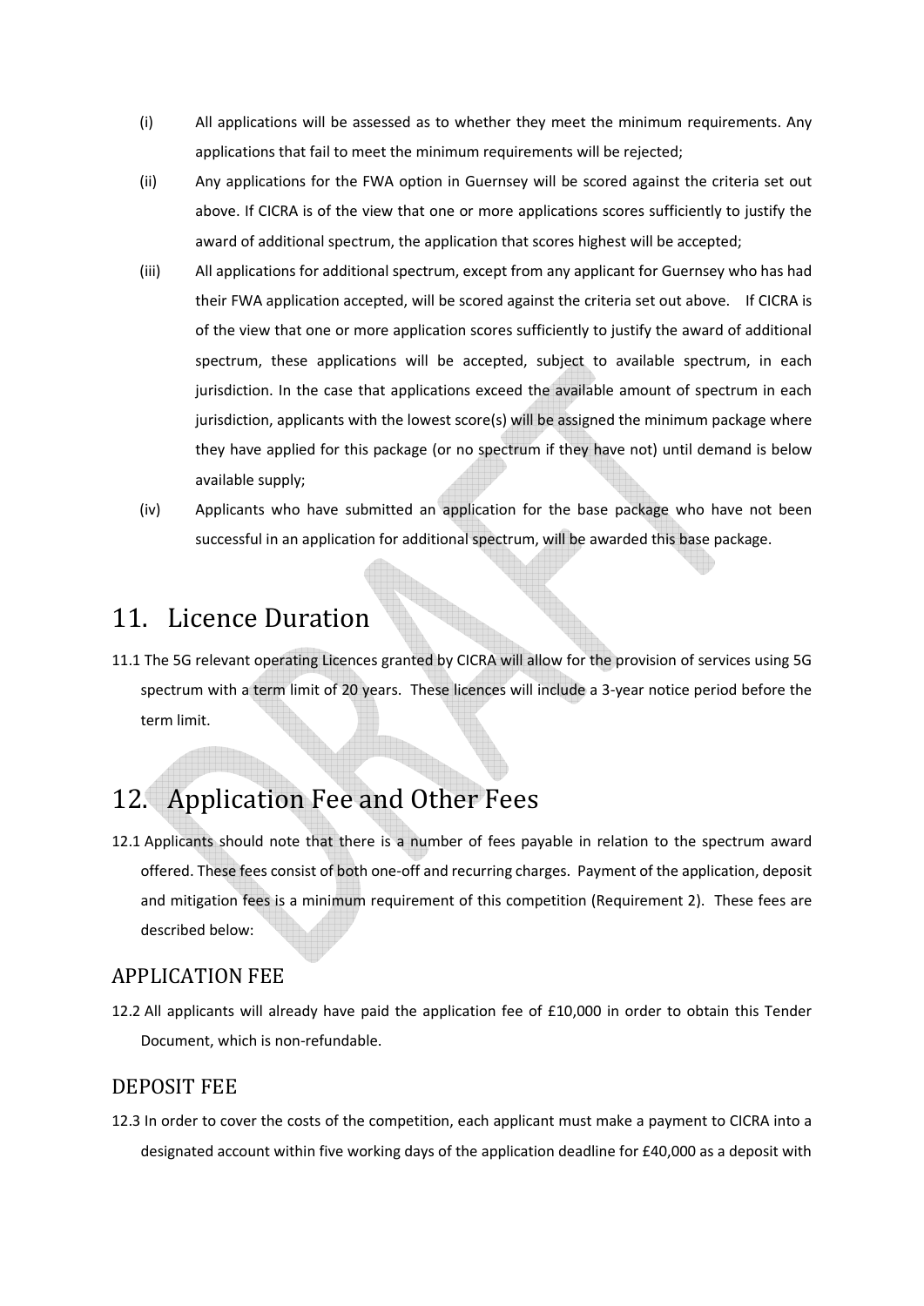(i) All applications will be assessed as to whether they meet the minimum requirements. Any applications that fail to meet the minimum requirements will be rejected;

(ii) Any applications for the FWA option in Guernsey will be scored against the criteria set out above. If CICRA is of the view that one or more applications scores sufficiently to justify the award of additional spectrum, the application that scores highest will be accepted;

(iii) All applications for additional spectrum, except from any applicant for Guernsey who has had their FWA application accepted, will be scored against the criteria set out above. If CICRA is of the view that one or more application scores sufficiently to justify the award of additional spectrum, these applications will be accepted, subject to available spectrum, in each jurisdiction. In the case that applications exceed the available amount of spectrum in each jurisdiction, applicants with the lowest score(s) will be assigned the minimum package where they have applied for this package (or no spectrum if they have not) until demand is below available supply;

(iv) Applicants who have submitted an application for the base package who have not been successful in an application for additional spectrum, will be awarded this base package.

# 11. Licence Duration

11.1 The 5G relevant operating Licences granted by CICRA will allow for the provision of services using 5G spectrum with a term limit of 20 years. These licences will include a 3-year notice period before the term limit.

# 12. Application Fee and Other Fees

12.1 Applicants should note that there is a number of fees payable in relation to the spectrum award offered. These fees consist of both one-off and recurring charges. Payment of the application, deposit and mitigation fees is a minimum requirement of this competition (Requirement 2). These fees are described below:

## APPLICATION FEE

12.2 All applicants will already have paid the application fee of £10,000 in order to obtain this Tender Document, which is non-refundable.

## DEPOSIT FEE

12.3 In order to cover the costs of the competition, each applicant must make a payment to CICRA into a designated account within five working days of the application deadline for £40,000 as a deposit with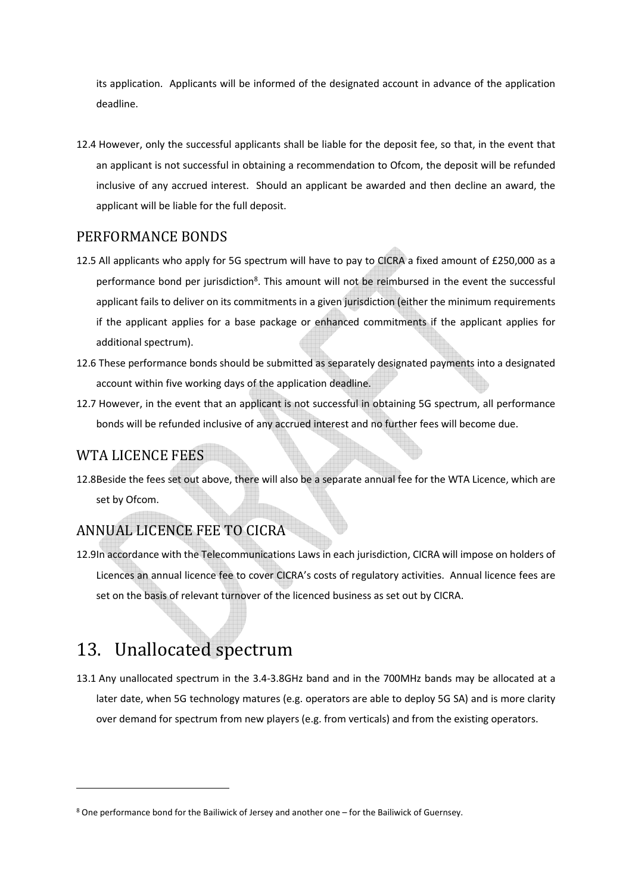its application. Applicants will be informed of the designated account in advance of the application deadline.

12.4 However, only the successful applicants shall be liable for the deposit fee, so that, in the event that an applicant is not successful in obtaining a recommendation to Ofcom, the deposit will be refunded inclusive of any accrued interest. Should an applicant be awarded and then decline an award, the applicant will be liable for the full deposit.

## PERFORMANCE BONDS

12.5 All applicants who apply for 5G spectrum will have to pay to CICRA a fixed amount of £250,000 as a performance bond per jurisdiction[8]. This amount will not be reimbursed in the event the successful applicant fails to deliver on its commitments in a given jurisdiction (either the minimum requirements if the applicant applies for a base package or enhanced commitments if the applicant applies for additional spectrum).

12.6 These performance bonds should be submitted as separately designated payments into a designated account within five working days of the application deadline.

12.7 However, in the event that an applicant is not successful in obtaining 5G spectrum, all performance bonds will be refunded inclusive of any accrued interest and no further fees will become due.

## WTA LICENCE FEES

12.8Beside the fees set out above, there will also be a separate annual fee for the WTA Licence, which are set by Ofcom.

## ANNUAL LICENCE FEE TO CICRA

12.9In accordance with the Telecommunications Laws in each jurisdiction, CICRA will impose on holders of Licences an annual licence fee to cover CICRA's costs of regulatory activities. Annual licence fees are set on the basis of relevant turnover of the licenced business as set out by CICRA.

# 13. Unallocated spectrum

13.1 Any unallocated spectrum in the 3.4-3.8GHz band and in the 700MHz bands may be allocated at a later date, when 5G technology matures (e.g. operators are able to deploy 5G SA) and is more clarity over demand for spectrum from new players (e.g. from verticals) and from the existing operators.

[8] One performance bond for the Bailiwick of Jersey and another one – for the Bailiwick of Guernsey.